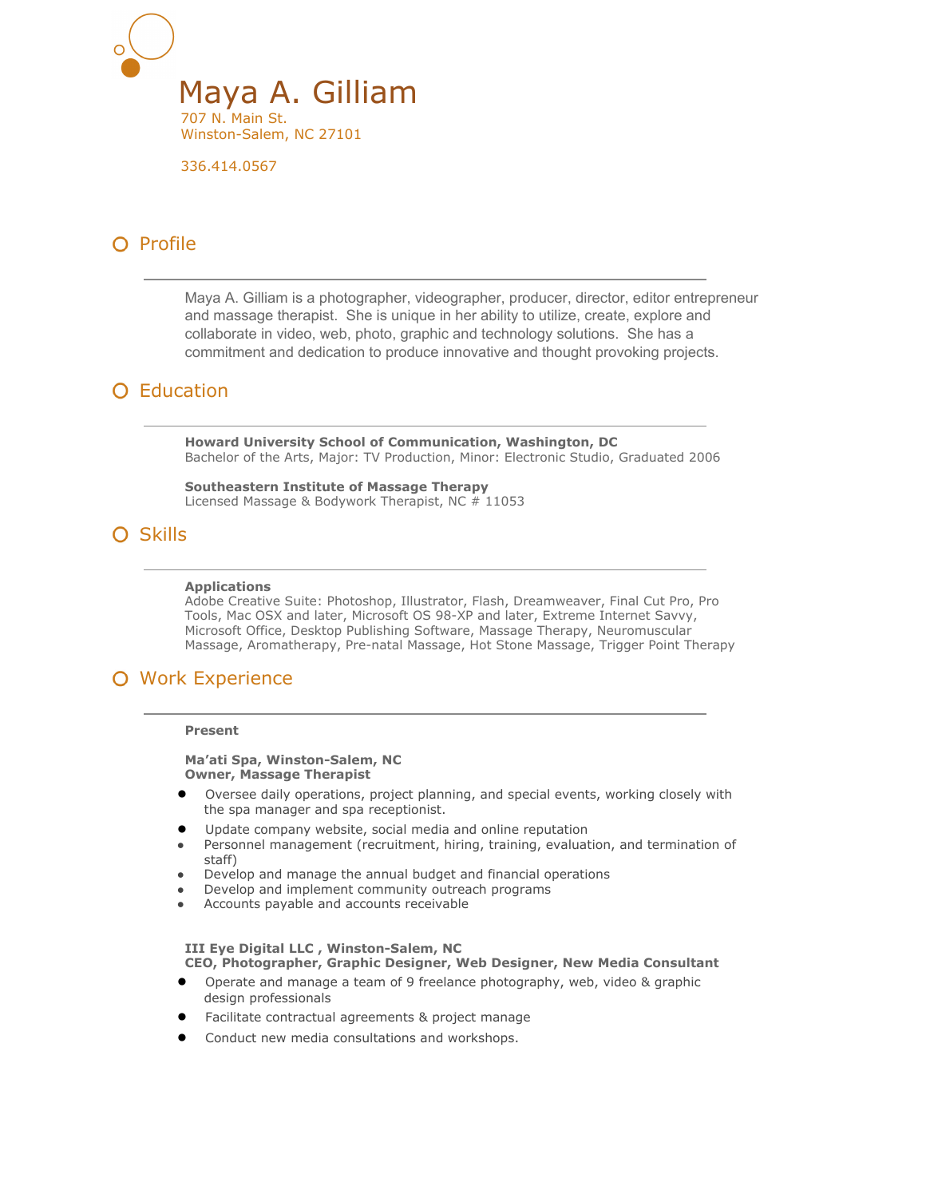# Maya A. Gilliam

707 N. Main St.
Winston-Salem, NC 27101

336.414.0567

## Profile

Maya A. Gilliam is a photographer, videographer, producer, director, editor entrepreneur and massage therapist. She is unique in her ability to utilize, create, explore and collaborate in video, web, photo, graphic and technology solutions. She has a commitment and dedication to produce innovative and thought provoking projects.

## Education

**Howard University School of Communication, Washington, DC**
Bachelor of the Arts, Major: TV Production, Minor: Electronic Studio, Graduated 2006

**Southeastern Institute of Massage Therapy**
Licensed Massage & Bodywork Therapist, NC # 11053

## Skills

**Applications**
Adobe Creative Suite: Photoshop, Illustrator, Flash, Dreamweaver, Final Cut Pro, Pro Tools, Mac OSX and later, Microsoft OS 98-XP and later, Extreme Internet Savvy, Microsoft Office, Desktop Publishing Software, Massage Therapy, Neuromuscular Massage, Aromatherapy, Pre-natal Massage, Hot Stone Massage, Trigger Point Therapy

## Work Experience

**Present**

**Ma'ati Spa, Winston-Salem, NC**
**Owner, Massage Therapist**

- Oversee daily operations, project planning, and special events, working closely with the spa manager and spa receptionist.
- Update company website, social media and online reputation
- Personnel management (recruitment, hiring, training, evaluation, and termination of staff)
- Develop and manage the annual budget and financial operations
- Develop and implement community outreach programs
- Accounts payable and accounts receivable

**III Eye Digital LLC , Winston-Salem, NC**
**CEO, Photographer, Graphic Designer, Web Designer, New Media Consultant**

- Operate and manage a team of 9 freelance photography, web, video & graphic design professionals
- Facilitate contractual agreements & project manage
- Conduct new media consultations and workshops.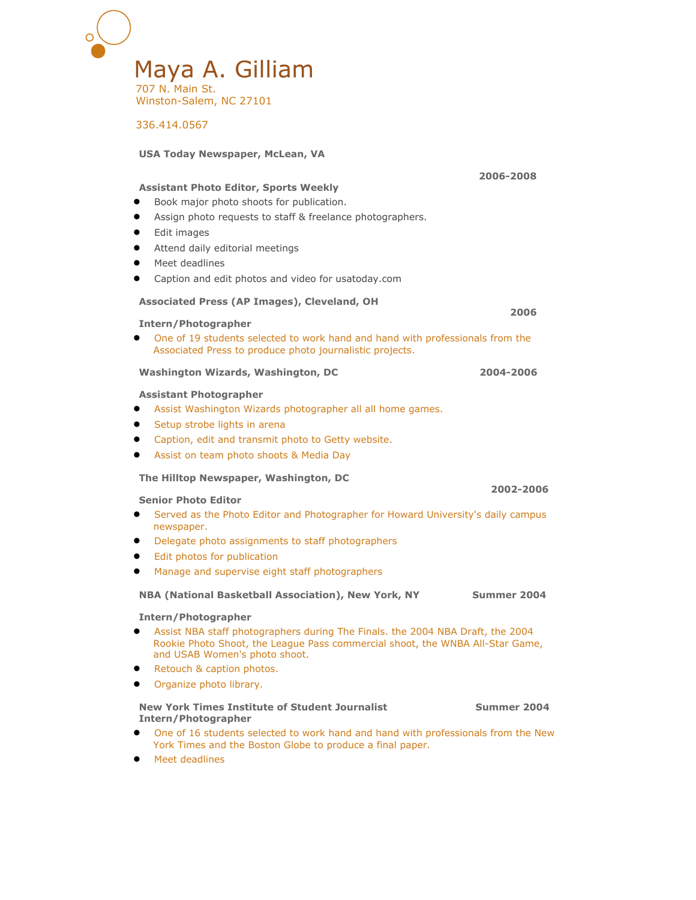# Maya A. Gilliam

707 N. Main St.
Winston-Salem, NC 27101

336.414.0567

**USA Today Newspaper, McLean, VA**

**2006-2008**

**Assistant Photo Editor, Sports Weekly**

- Book major photo shoots for publication.
- Assign photo requests to staff & freelance photographers.
- Edit images
- Attend daily editorial meetings
- Meet deadlines
- Caption and edit photos and video for usatoday.com

**Associated Press (AP Images), Cleveland, OH**

**2006**

**Intern/Photographer**

- One of 19 students selected to work hand and hand with professionals from the Associated Press to produce photo journalistic projects.

**Washington Wizards, Washington, DC** **2004-2006**

**Assistant Photographer**

- Assist Washington Wizards photographer all all home games.
- Setup strobe lights in arena
- Caption, edit and transmit photo to Getty website.
- Assist on team photo shoots & Media Day

**The Hilltop Newspaper, Washington, DC**

**2002-2006**

**Senior Photo Editor**

- Served as the Photo Editor and Photographer for Howard University's daily campus newspaper.
- Delegate photo assignments to staff photographers
- Edit photos for publication
- Manage and supervise eight staff photographers

**NBA (National Basketball Association), New York, NY** **Summer 2004**

**Intern/Photographer**

- Assist NBA staff photographers during The Finals. the 2004 NBA Draft, the 2004 Rookie Photo Shoot, the League Pass commercial shoot, the WNBA All-Star Game, and USAB Women's photo shoot.
- Retouch & caption photos.
- Organize photo library.

**New York Times Institute of Student Journalist** **Summer 2004**
**Intern/Photographer**

- One of 16 students selected to work hand and hand with professionals from the New York Times and the Boston Globe to produce a final paper.
- Meet deadlines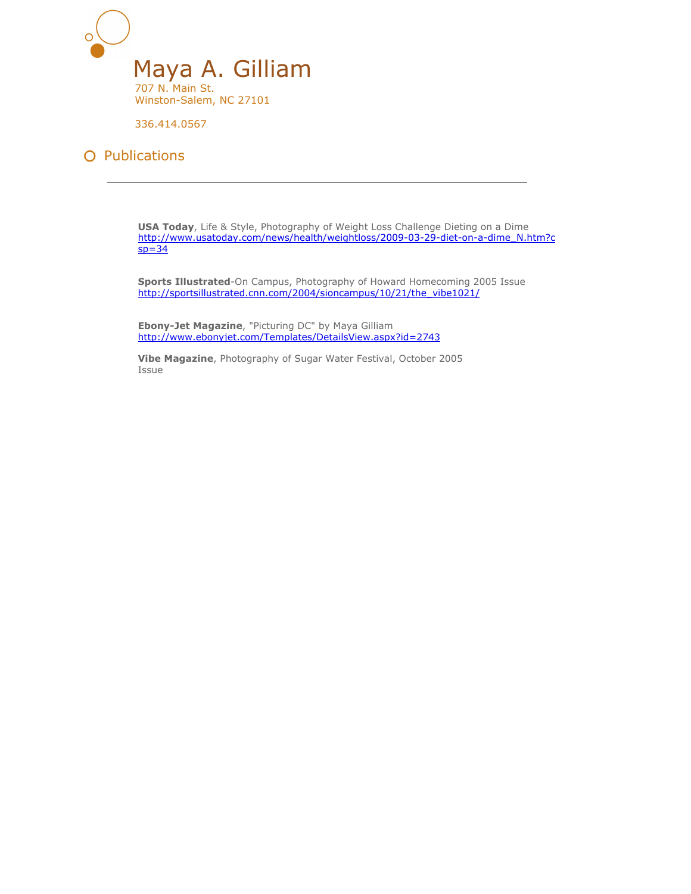# Maya A. Gilliam

707 N. Main St.
Winston-Salem, NC 27101

336.414.0567

## Publications

---

**USA Today**, Life & Style, Photography of Weight Loss Challenge Dieting on a Dime
http://www.usatoday.com/news/health/weightloss/2009-03-29-diet-on-a-dime_N.htm?csp=34

**Sports Illustrated**-On Campus, Photography of Howard Homecoming 2005 Issue
http://sportsillustrated.cnn.com/2004/sioncampus/10/21/the_vibe1021/

**Ebony-Jet Magazine**, "Picturing DC" by Maya Gilliam
http://www.ebonyjet.com/Templates/DetailsView.aspx?id=2743

**Vibe Magazine**, Photography of Sugar Water Festival, October 2005 Issue